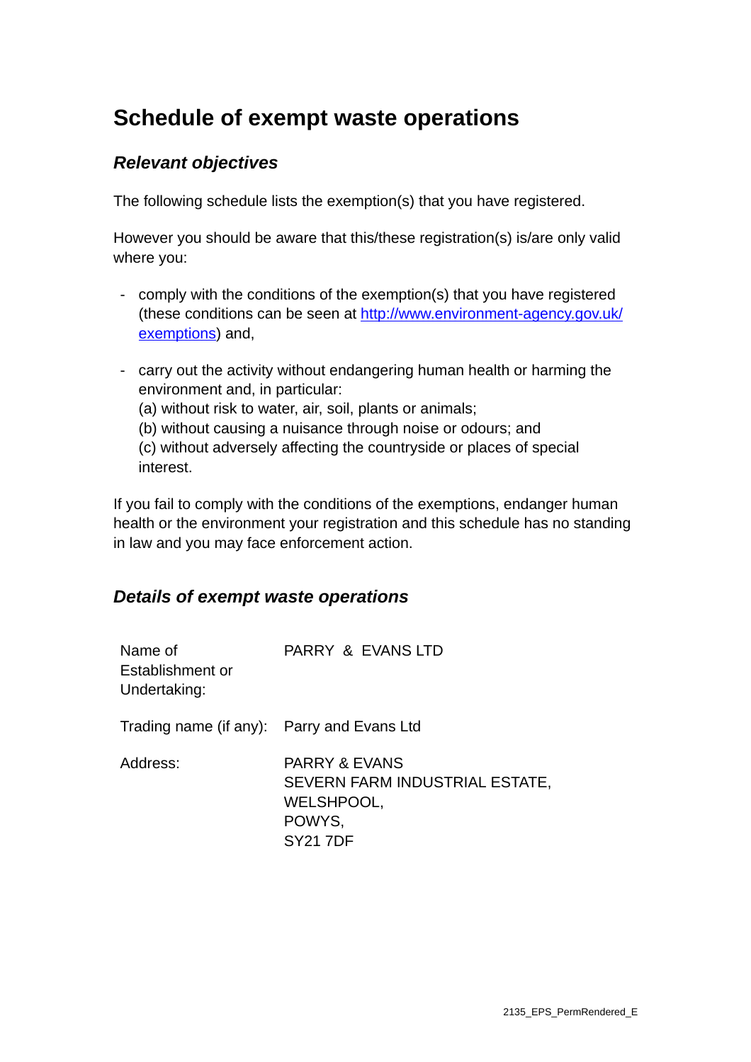# Schedule of exempt waste operations

## *Relevant objectives*

The following schedule lists the exemption(s) that you have registered.

However you should be aware that this/these registration(s) is/are only valid where you:

- comply with the conditions of the exemption(s) that you have registered (these conditions can be seen at [http://www.environment-agency.gov.uk/exemptions](http://www.environment-agency.gov.uk/exemptions)) and,

- carry out the activity without endangering human health or harming the environment and, in particular:
  (a) without risk to water, air, soil, plants or animals;
  (b) without causing a nuisance through noise or odours; and
  (c) without adversely affecting the countryside or places of special interest.

If you fail to comply with the conditions of the exemptions, endanger human health or the environment your registration and this schedule has no standing in law and you may face enforcement action.

## *Details of exempt waste operations*

| | |
|---|---|
| Name of Establishment or Undertaking: | PARRY & EVANS LTD |
| Trading name (if any): | Parry and Evans Ltd |
| Address: | PARRY & EVANS<br>SEVERN FARM INDUSTRIAL ESTATE,<br>WELSHPOOL,<br>POWYS,<br>SY21 7DF |

2135_EPS_PermRendered_E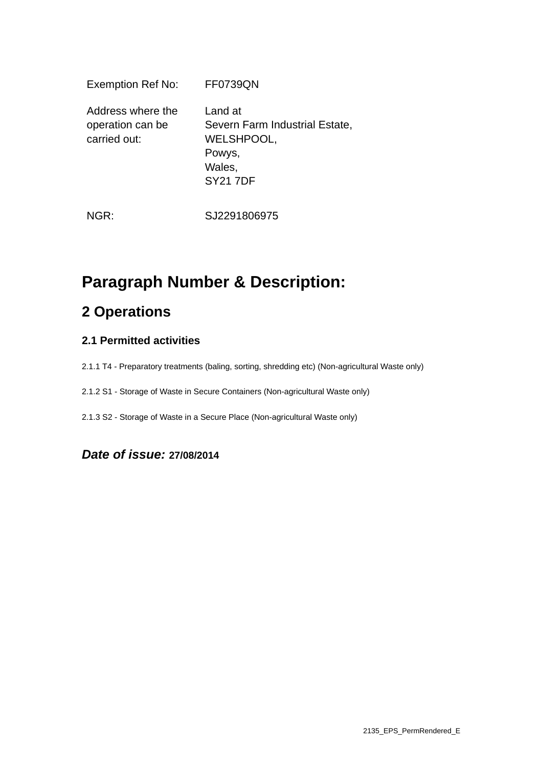| | |
|---|---|
| Exemption Ref No: | FF0739QN |
| Address where the operation can be carried out: | Land at<br>Severn Farm Industrial Estate,<br>WELSHPOOL,<br>Powys,<br>Wales,<br>SY21 7DF |
| NGR: | SJ2291806975 |

# Paragraph Number & Description:

## 2 Operations

### 2.1 Permitted activities

2.1.1 T4 - Preparatory treatments (baling, sorting, shredding etc) (Non-agricultural Waste only)

2.1.2 S1 - Storage of Waste in Secure Containers (Non-agricultural Waste only)

2.1.3 S2 - Storage of Waste in a Secure Place (Non-agricultural Waste only)

***Date of issue:*** **27/08/2014**

2135_EPS_PermRendered_E